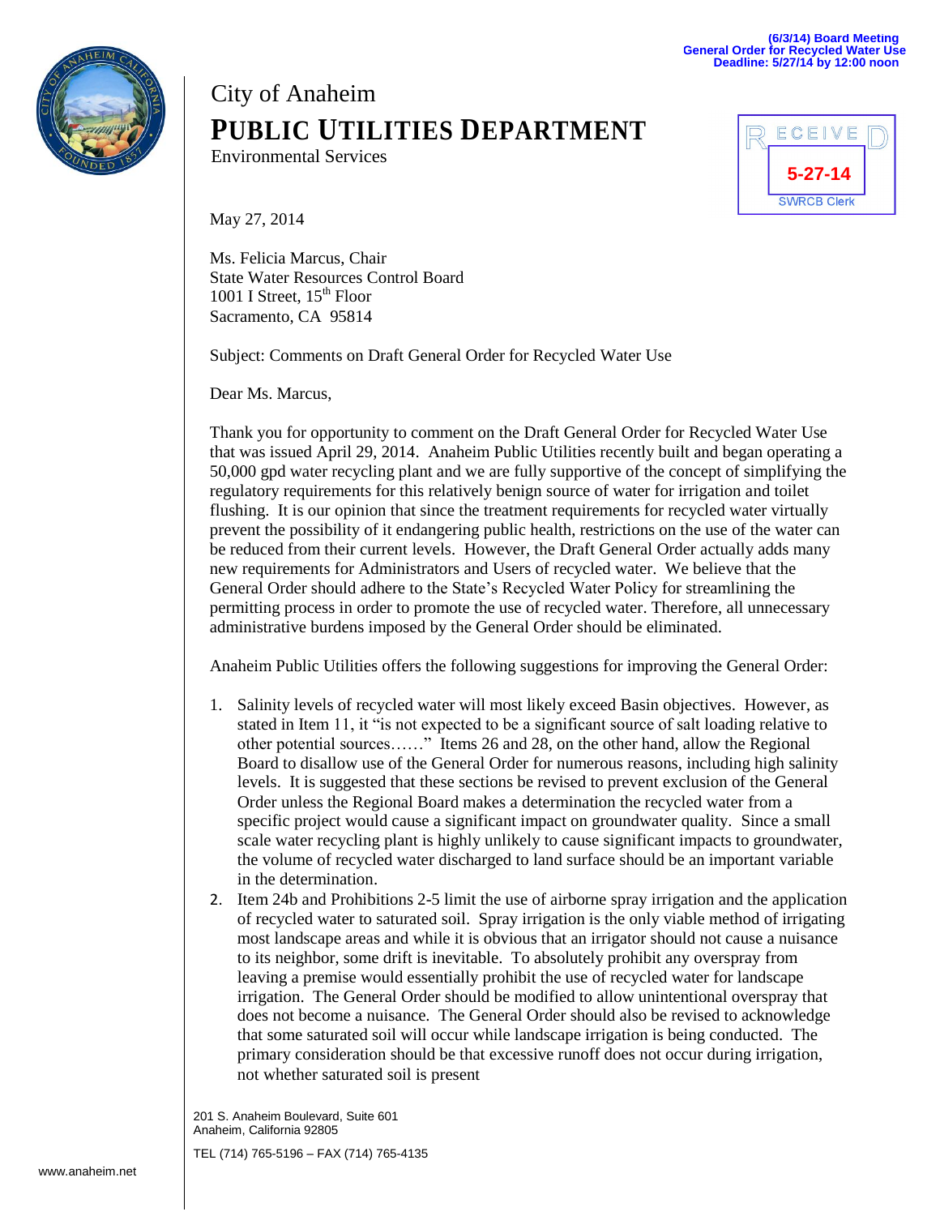(6/3/14) Board Meeting
General Order for Recycled Water Use
Deadline: 5/27/14 by 12:00 noon

RECEIVED
5-27-14
SWRCB Clerk

City of Anaheim

# PUBLIC UTILITIES DEPARTMENT

Environmental Services

May 27, 2014

Ms. Felicia Marcus, Chair
State Water Resources Control Board
1001 I Street, 15th Floor
Sacramento, CA 95814

Subject: Comments on Draft General Order for Recycled Water Use

Dear Ms. Marcus,

Thank you for opportunity to comment on the Draft General Order for Recycled Water Use that was issued April 29, 2014. Anaheim Public Utilities recently built and began operating a 50,000 gpd water recycling plant and we are fully supportive of the concept of simplifying the regulatory requirements for this relatively benign source of water for irrigation and toilet flushing. It is our opinion that since the treatment requirements for recycled water virtually prevent the possibility of it endangering public health, restrictions on the use of the water can be reduced from their current levels. However, the Draft General Order actually adds many new requirements for Administrators and Users of recycled water. We believe that the General Order should adhere to the State's Recycled Water Policy for streamlining the permitting process in order to promote the use of recycled water. Therefore, all unnecessary administrative burdens imposed by the General Order should be eliminated.

Anaheim Public Utilities offers the following suggestions for improving the General Order:

1. Salinity levels of recycled water will most likely exceed Basin objectives. However, as stated in Item 11, it "is not expected to be a significant source of salt loading relative to other potential sources……" Items 26 and 28, on the other hand, allow the Regional Board to disallow use of the General Order for numerous reasons, including high salinity levels. It is suggested that these sections be revised to prevent exclusion of the General Order unless the Regional Board makes a determination the recycled water from a specific project would cause a significant impact on groundwater quality. Since a small scale water recycling plant is highly unlikely to cause significant impacts to groundwater, the volume of recycled water discharged to land surface should be an important variable in the determination.
2. Item 24b and Prohibitions 2-5 limit the use of airborne spray irrigation and the application of recycled water to saturated soil. Spray irrigation is the only viable method of irrigating most landscape areas and while it is obvious that an irrigator should not cause a nuisance to its neighbor, some drift is inevitable. To absolutely prohibit any overspray from leaving a premise would essentially prohibit the use of recycled water for landscape irrigation. The General Order should be modified to allow unintentional overspray that does not become a nuisance. The General Order should also be revised to acknowledge that some saturated soil will occur while landscape irrigation is being conducted. The primary consideration should be that excessive runoff does not occur during irrigation, not whether saturated soil is present

201 S. Anaheim Boulevard, Suite 601
Anaheim, California 92805

TEL (714) 765-5196 – FAX (714) 765-4135

www.anaheim.net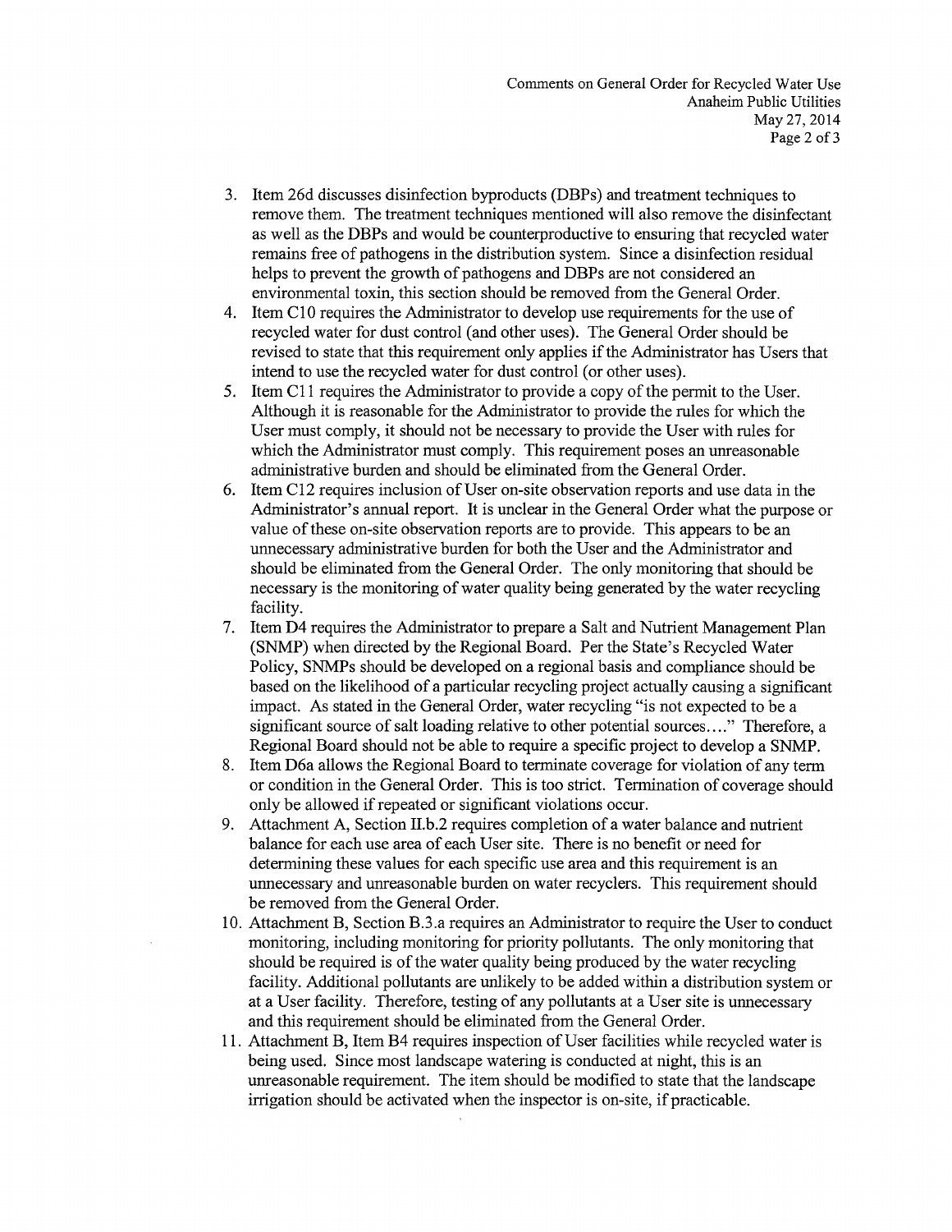3. Item 26d discusses disinfection byproducts (DBPs) and treatment techniques to remove them. The treatment techniques mentioned will also remove the disinfectant as well as the DBPs and would be counterproductive to ensuring that recycled water remains free of pathogens in the distribution system. Since a disinfection residual helps to prevent the growth of pathogens and DBPs are not considered an environmental toxin, this section should be removed from the General Order.
4. Item C10 requires the Administrator to develop use requirements for the use of recycled water for dust control (and other uses). The General Order should be revised to state that this requirement only applies if the Administrator has Users that intend to use the recycled water for dust control (or other uses).
5. Item C11 requires the Administrator to provide a copy of the permit to the User. Although it is reasonable for the Administrator to provide the rules for which the User must comply, it should not be necessary to provide the User with rules for which the Administrator must comply. This requirement poses an unreasonable administrative burden and should be eliminated from the General Order.
6. Item C12 requires inclusion of User on-site observation reports and use data in the Administrator's annual report. It is unclear in the General Order what the purpose or value of these on-site observation reports are to provide. This appears to be an unnecessary administrative burden for both the User and the Administrator and should be eliminated from the General Order. The only monitoring that should be necessary is the monitoring of water quality being generated by the water recycling facility.
7. Item D4 requires the Administrator to prepare a Salt and Nutrient Management Plan (SNMP) when directed by the Regional Board. Per the State's Recycled Water Policy, SNMPs should be developed on a regional basis and compliance should be based on the likelihood of a particular recycling project actually causing a significant impact. As stated in the General Order, water recycling "is not expected to be a significant source of salt loading relative to other potential sources…." Therefore, a Regional Board should not be able to require a specific project to develop a SNMP.
8. Item D6a allows the Regional Board to terminate coverage for violation of any term or condition in the General Order. This is too strict. Termination of coverage should only be allowed if repeated or significant violations occur.
9. Attachment A, Section II.b.2 requires completion of a water balance and nutrient balance for each use area of each User site. There is no benefit or need for determining these values for each specific use area and this requirement is an unnecessary and unreasonable burden on water recyclers. This requirement should be removed from the General Order.
10. Attachment B, Section B.3.a requires an Administrator to require the User to conduct monitoring, including monitoring for priority pollutants. The only monitoring that should be required is of the water quality being produced by the water recycling facility. Additional pollutants are unlikely to be added within a distribution system or at a User facility. Therefore, testing of any pollutants at a User site is unnecessary and this requirement should be eliminated from the General Order.
11. Attachment B, Item B4 requires inspection of User facilities while recycled water is being used. Since most landscape watering is conducted at night, this is an unreasonable requirement. The item should be modified to state that the landscape irrigation should be activated when the inspector is on-site, if practicable.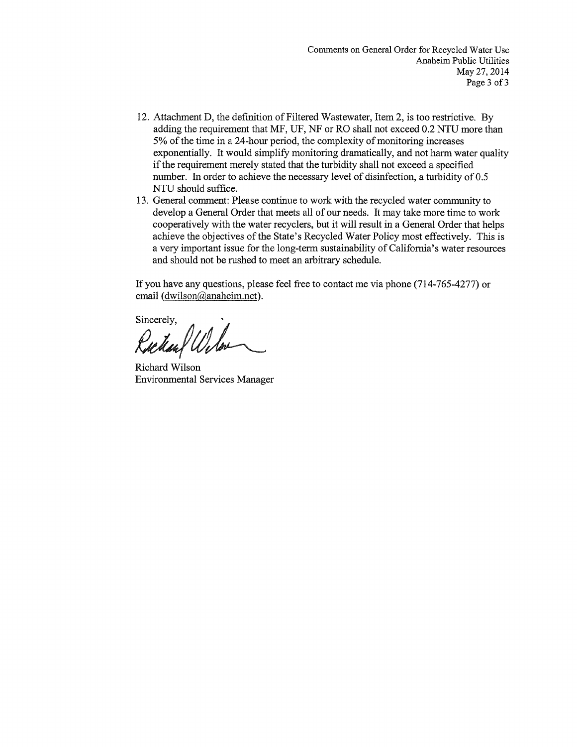12. Attachment D, the definition of Filtered Wastewater, Item 2, is too restrictive. By adding the requirement that MF, UF, NF or RO shall not exceed 0.2 NTU more than 5% of the time in a 24-hour period, the complexity of monitoring increases exponentially. It would simplify monitoring dramatically, and not harm water quality if the requirement merely stated that the turbidity shall not exceed a specified number. In order to achieve the necessary level of disinfection, a turbidity of 0.5 NTU should suffice.
13. General comment: Please continue to work with the recycled water community to develop a General Order that meets all of our needs. It may take more time to work cooperatively with the water recyclers, but it will result in a General Order that helps achieve the objectives of the State's Recycled Water Policy most effectively. This is a very important issue for the long-term sustainability of California's water resources and should not be rushed to meet an arbitrary schedule.

If you have any questions, please feel free to contact me via phone (714-765-4277) or email (dwilson@anaheim.net).

Sincerely,

Richard Wilson
Environmental Services Manager